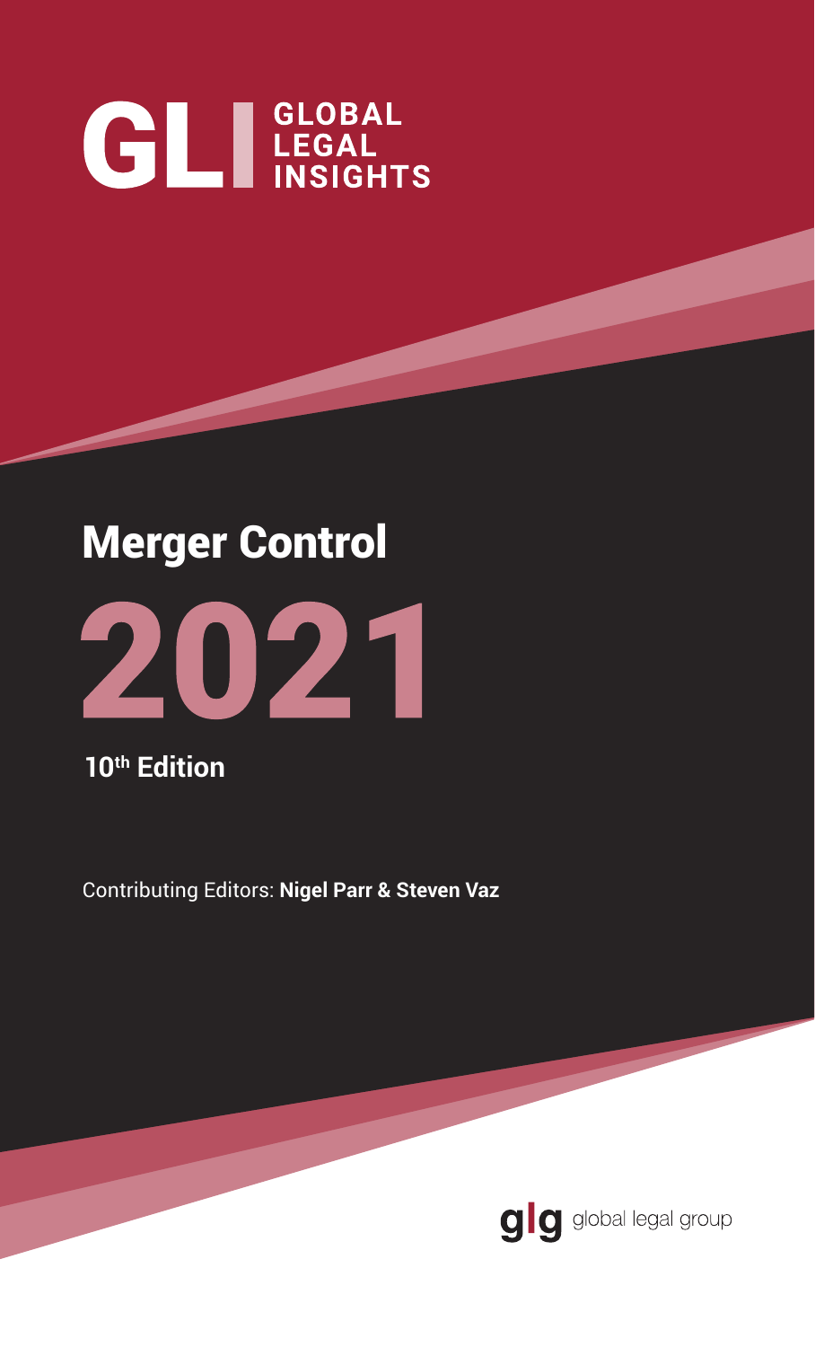GL GLOBAL LEGAL INSIGHTS

# Merger Control

# 2021

**10th Edition**

Contributing Editors: **Nigel Parr & Steven Vaz**

glg global legal group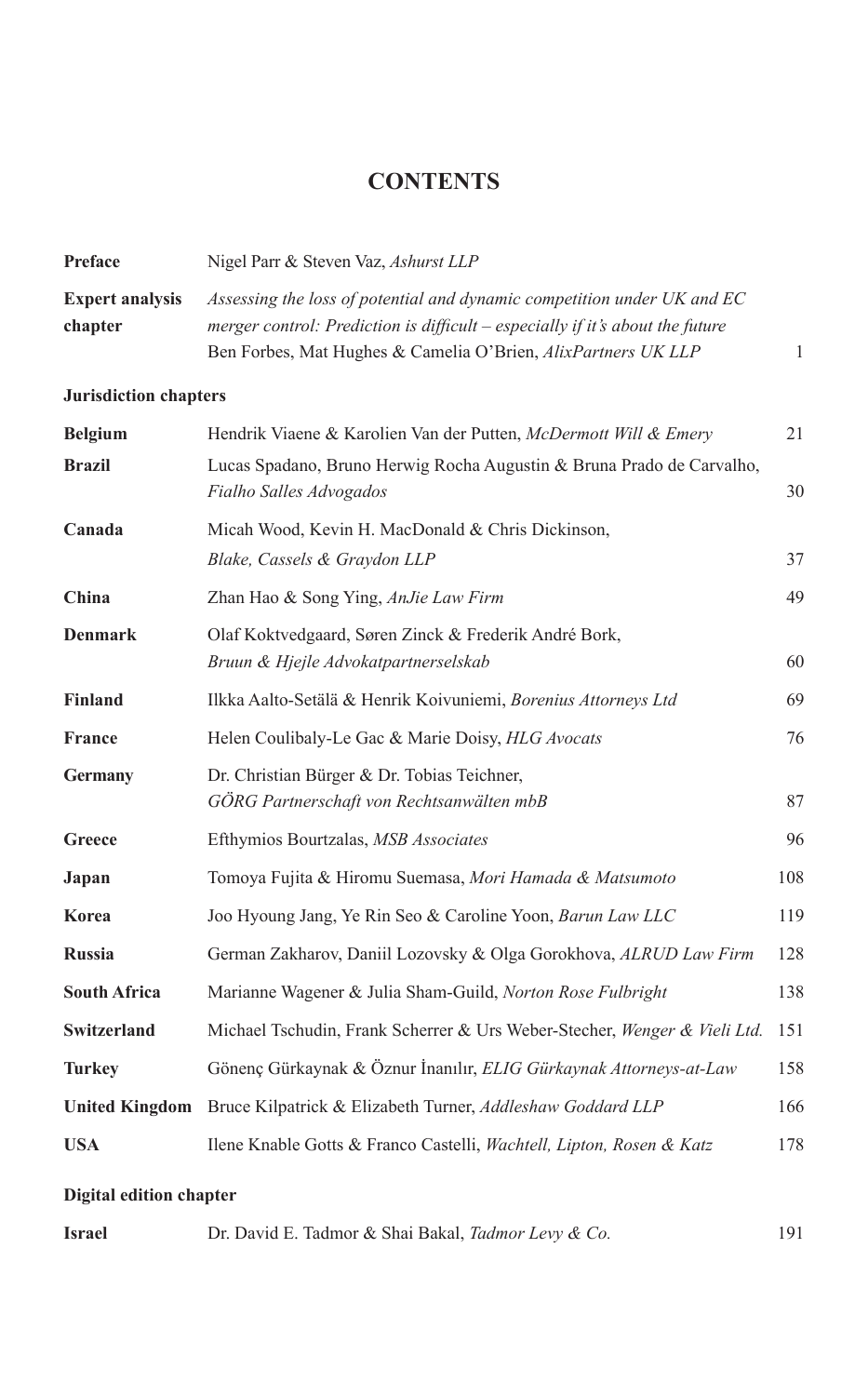# CONTENTS

| | | |
|---|---|---|
| **Preface** | Nigel Parr & Steven Vaz, *Ashurst LLP* | |
| **Expert analysis chapter** | *Assessing the loss of potential and dynamic competition under UK and EC merger control: Prediction is difficult – especially if it's about the future* Ben Forbes, Mat Hughes & Camelia O'Brien, *AlixPartners UK LLP* | 1 |

**Jurisdiction chapters**

| | | |
|---|---|---|
| **Belgium** | Hendrik Viaene & Karolien Van der Putten, *McDermott Will & Emery* | 21 |
| **Brazil** | Lucas Spadano, Bruno Herwig Rocha Augustin & Bruna Prado de Carvalho, *Fialho Salles Advogados* | 30 |
| **Canada** | Micah Wood, Kevin H. MacDonald & Chris Dickinson, *Blake, Cassels & Graydon LLP* | 37 |
| **China** | Zhan Hao & Song Ying, *AnJie Law Firm* | 49 |
| **Denmark** | Olaf Koktvedgaard, Søren Zinck & Frederik André Bork, *Bruun & Hjejle Advokatpartnerselskab* | 60 |
| **Finland** | Ilkka Aalto-Setälä & Henrik Koivuniemi, *Borenius Attorneys Ltd* | 69 |
| **France** | Helen Coulibaly-Le Gac & Marie Doisy, *HLG Avocats* | 76 |
| **Germany** | Dr. Christian Bürger & Dr. Tobias Teichner, *GÖRG Partnerschaft von Rechtsanwälten mbB* | 87 |
| **Greece** | Efthymios Bourtzalas, *MSB Associates* | 96 |
| **Japan** | Tomoya Fujita & Hiromu Suemasa, *Mori Hamada & Matsumoto* | 108 |
| **Korea** | Joo Hyoung Jang, Ye Rin Seo & Caroline Yoon, *Barun Law LLC* | 119 |
| **Russia** | German Zakharov, Daniil Lozovsky & Olga Gorokhova, *ALRUD Law Firm* | 128 |
| **South Africa** | Marianne Wagener & Julia Sham-Guild, *Norton Rose Fulbright* | 138 |
| **Switzerland** | Michael Tschudin, Frank Scherrer & Urs Weber-Stecher, *Wenger & Vieli Ltd.* | 151 |
| **Turkey** | Gönenç Gürkaynak & Öznur İnanılır, *ELIG Gürkaynak Attorneys-at-Law* | 158 |
| **United Kingdom** | Bruce Kilpatrick & Elizabeth Turner, *Addleshaw Goddard LLP* | 166 |
| **USA** | Ilene Knable Gotts & Franco Castelli, *Wachtell, Lipton, Rosen & Katz* | 178 |

**Digital edition chapter**

| | | |
|---|---|---|
| **Israel** | Dr. David E. Tadmor & Shai Bakal, *Tadmor Levy & Co.* | 191 |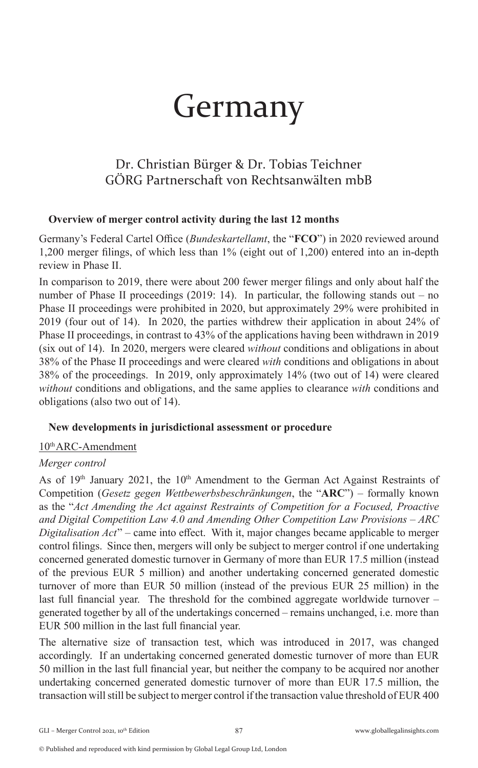# Germany

Dr. Christian Bürger & Dr. Tobias Teichner
GÖRG Partnerschaft von Rechtsanwälten mbB

## Overview of merger control activity during the last 12 months

Germany's Federal Cartel Office (*Bundeskartellamt*, the "**FCO**") in 2020 reviewed around 1,200 merger filings, of which less than 1% (eight out of 1,200) entered into an in-depth review in Phase II.

In comparison to 2019, there were about 200 fewer merger filings and only about half the number of Phase II proceedings (2019: 14). In particular, the following stands out – no Phase II proceedings were prohibited in 2020, but approximately 29% were prohibited in 2019 (four out of 14). In 2020, the parties withdrew their application in about 24% of Phase II proceedings, in contrast to 43% of the applications having been withdrawn in 2019 (six out of 14). In 2020, mergers were cleared *without* conditions and obligations in about 38% of the Phase II proceedings and were cleared *with* conditions and obligations in about 38% of the proceedings. In 2019, only approximately 14% (two out of 14) were cleared *without* conditions and obligations, and the same applies to clearance *with* conditions and obligations (also two out of 14).

## New developments in jurisdictional assessment or procedure

### 10th ARC-Amendment

#### *Merger control*

As of 19th January 2021, the 10th Amendment to the German Act Against Restraints of Competition (*Gesetz gegen Wettbewerbsbeschränkungen*, the "**ARC**") – formally known as the "*Act Amending the Act against Restraints of Competition for a Focused, Proactive and Digital Competition Law 4.0 and Amending Other Competition Law Provisions – ARC Digitalisation Act*" – came into effect. With it, major changes became applicable to merger control filings. Since then, mergers will only be subject to merger control if one undertaking concerned generated domestic turnover in Germany of more than EUR 17.5 million (instead of the previous EUR 5 million) and another undertaking concerned generated domestic turnover of more than EUR 50 million (instead of the previous EUR 25 million) in the last full financial year. The threshold for the combined aggregate worldwide turnover – generated together by all of the undertakings concerned – remains unchanged, i.e. more than EUR 500 million in the last full financial year.

The alternative size of transaction test, which was introduced in 2017, was changed accordingly. If an undertaking concerned generated domestic turnover of more than EUR 50 million in the last full financial year, but neither the company to be acquired nor another undertaking concerned generated domestic turnover of more than EUR 17.5 million, the transaction will still be subject to merger control if the transaction value threshold of EUR 400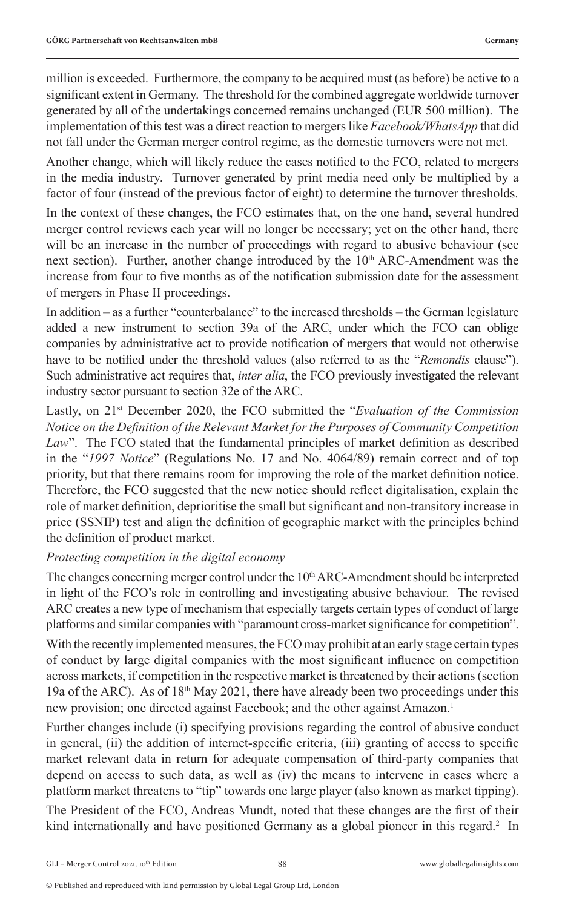million is exceeded. Furthermore, the company to be acquired must (as before) be active to a significant extent in Germany. The threshold for the combined aggregate worldwide turnover generated by all of the undertakings concerned remains unchanged (EUR 500 million). The implementation of this test was a direct reaction to mergers like *Facebook/WhatsApp* that did not fall under the German merger control regime, as the domestic turnovers were not met.

Another change, which will likely reduce the cases notified to the FCO, related to mergers in the media industry. Turnover generated by print media need only be multiplied by a factor of four (instead of the previous factor of eight) to determine the turnover thresholds.

In the context of these changes, the FCO estimates that, on the one hand, several hundred merger control reviews each year will no longer be necessary; yet on the other hand, there will be an increase in the number of proceedings with regard to abusive behaviour (see next section). Further, another change introduced by the 10th ARC-Amendment was the increase from four to five months as of the notification submission date for the assessment of mergers in Phase II proceedings.

In addition – as a further "counterbalance" to the increased thresholds – the German legislature added a new instrument to section 39a of the ARC, under which the FCO can oblige companies by administrative act to provide notification of mergers that would not otherwise have to be notified under the threshold values (also referred to as the "*Remondis* clause"). Such administrative act requires that, *inter alia*, the FCO previously investigated the relevant industry sector pursuant to section 32e of the ARC.

Lastly, on 21st December 2020, the FCO submitted the "*Evaluation of the Commission Notice on the Definition of the Relevant Market for the Purposes of Community Competition Law*". The FCO stated that the fundamental principles of market definition as described in the "*1997 Notice*" (Regulations No. 17 and No. 4064/89) remain correct and of top priority, but that there remains room for improving the role of the market definition notice. Therefore, the FCO suggested that the new notice should reflect digitalisation, explain the role of market definition, deprioritise the small but significant and non-transitory increase in price (SSNIP) test and align the definition of geographic market with the principles behind the definition of product market.

*Protecting competition in the digital economy*

The changes concerning merger control under the 10th ARC-Amendment should be interpreted in light of the FCO's role in controlling and investigating abusive behaviour. The revised ARC creates a new type of mechanism that especially targets certain types of conduct of large platforms and similar companies with "paramount cross-market significance for competition".

With the recently implemented measures, the FCO may prohibit at an early stage certain types of conduct by large digital companies with the most significant influence on competition across markets, if competition in the respective market is threatened by their actions (section 19a of the ARC). As of 18th May 2021, there have already been two proceedings under this new provision; one directed against Facebook; and the other against Amazon.[1]

Further changes include (i) specifying provisions regarding the control of abusive conduct in general, (ii) the addition of internet-specific criteria, (iii) granting of access to specific market relevant data in return for adequate compensation of third-party companies that depend on access to such data, as well as (iv) the means to intervene in cases where a platform market threatens to "tip" towards one large player (also known as market tipping).

The President of the FCO, Andreas Mundt, noted that these changes are the first of their kind internationally and have positioned Germany as a global pioneer in this regard.[2] In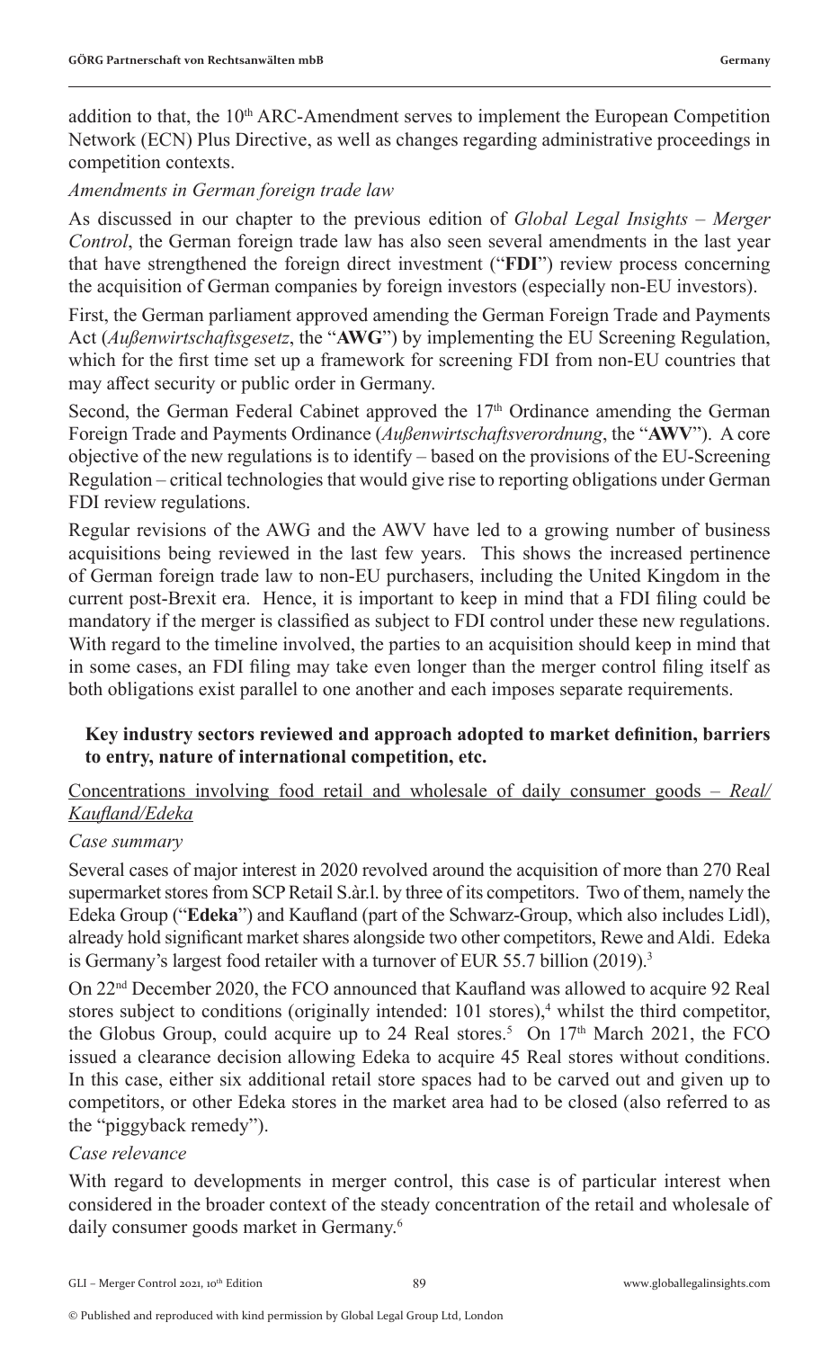addition to that, the 10th ARC-Amendment serves to implement the European Competition Network (ECN) Plus Directive, as well as changes regarding administrative proceedings in competition contexts.

*Amendments in German foreign trade law*

As discussed in our chapter to the previous edition of *Global Legal Insights – Merger Control*, the German foreign trade law has also seen several amendments in the last year that have strengthened the foreign direct investment ("**FDI**") review process concerning the acquisition of German companies by foreign investors (especially non-EU investors).

First, the German parliament approved amending the German Foreign Trade and Payments Act (*Außenwirtschaftsgesetz*, the "**AWG**") by implementing the EU Screening Regulation, which for the first time set up a framework for screening FDI from non-EU countries that may affect security or public order in Germany.

Second, the German Federal Cabinet approved the 17th Ordinance amending the German Foreign Trade and Payments Ordinance (*Außenwirtschaftsverordnung*, the "**AWV**"). A core objective of the new regulations is to identify – based on the provisions of the EU-Screening Regulation – critical technologies that would give rise to reporting obligations under German FDI review regulations.

Regular revisions of the AWG and the AWV have led to a growing number of business acquisitions being reviewed in the last few years. This shows the increased pertinence of German foreign trade law to non-EU purchasers, including the United Kingdom in the current post-Brexit era. Hence, it is important to keep in mind that a FDI filing could be mandatory if the merger is classified as subject to FDI control under these new regulations. With regard to the timeline involved, the parties to an acquisition should keep in mind that in some cases, an FDI filing may take even longer than the merger control filing itself as both obligations exist parallel to one another and each imposes separate requirements.

## Key industry sectors reviewed and approach adopted to market definition, barriers to entry, nature of international competition, etc.

Concentrations involving food retail and wholesale of daily consumer goods – *Real/Kaufland/Edeka*

*Case summary*

Several cases of major interest in 2020 revolved around the acquisition of more than 270 Real supermarket stores from SCP Retail S.àr.l. by three of its competitors. Two of them, namely the Edeka Group ("**Edeka**") and Kaufland (part of the Schwarz-Group, which also includes Lidl), already hold significant market shares alongside two other competitors, Rewe and Aldi. Edeka is Germany's largest food retailer with a turnover of EUR 55.7 billion (2019).[3]

On 22nd December 2020, the FCO announced that Kaufland was allowed to acquire 92 Real stores subject to conditions (originally intended: 101 stores),[4] whilst the third competitor, the Globus Group, could acquire up to 24 Real stores.[5] On 17th March 2021, the FCO issued a clearance decision allowing Edeka to acquire 45 Real stores without conditions. In this case, either six additional retail store spaces had to be carved out and given up to competitors, or other Edeka stores in the market area had to be closed (also referred to as the "piggyback remedy").

*Case relevance*

With regard to developments in merger control, this case is of particular interest when considered in the broader context of the steady concentration of the retail and wholesale of daily consumer goods market in Germany.[6]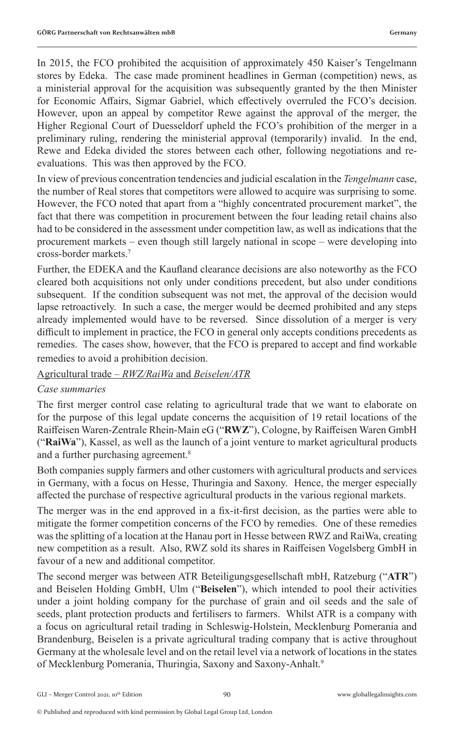In 2015, the FCO prohibited the acquisition of approximately 450 Kaiser's Tengelmann stores by Edeka. The case made prominent headlines in German (competition) news, as a ministerial approval for the acquisition was subsequently granted by the then Minister for Economic Affairs, Sigmar Gabriel, which effectively overruled the FCO's decision. However, upon an appeal by competitor Rewe against the approval of the merger, the Higher Regional Court of Duesseldorf upheld the FCO's prohibition of the merger in a preliminary ruling, rendering the ministerial approval (temporarily) invalid. In the end, Rewe and Edeka divided the stores between each other, following negotiations and re-evaluations. This was then approved by the FCO.

In view of previous concentration tendencies and judicial escalation in the *Tengelmann* case, the number of Real stores that competitors were allowed to acquire was surprising to some. However, the FCO noted that apart from a "highly concentrated procurement market", the fact that there was competition in procurement between the four leading retail chains also had to be considered in the assessment under competition law, as well as indications that the procurement markets – even though still largely national in scope – were developing into cross-border markets.[7]

Further, the EDEKA and the Kaufland clearance decisions are also noteworthy as the FCO cleared both acquisitions not only under conditions precedent, but also under conditions subsequent. If the condition subsequent was not met, the approval of the decision would lapse retroactively. In such a case, the merger would be deemed prohibited and any steps already implemented would have to be reversed. Since dissolution of a merger is very difficult to implement in practice, the FCO in general only accepts conditions precedents as remedies. The cases show, however, that the FCO is prepared to accept and find workable remedies to avoid a prohibition decision.

Agricultural trade – *RWZ/RaiWa* and *Beiselen/ATR*

*Case summaries*

The first merger control case relating to agricultural trade that we want to elaborate on for the purpose of this legal update concerns the acquisition of 19 retail locations of the Raiffeisen Waren-Zentrale Rhein-Main eG ("**RWZ**"), Cologne, by Raiffeisen Waren GmbH ("**RaiWa**"), Kassel, as well as the launch of a joint venture to market agricultural products and a further purchasing agreement.[8]

Both companies supply farmers and other customers with agricultural products and services in Germany, with a focus on Hesse, Thuringia and Saxony. Hence, the merger especially affected the purchase of respective agricultural products in the various regional markets.

The merger was in the end approved in a fix-it-first decision, as the parties were able to mitigate the former competition concerns of the FCO by remedies. One of these remedies was the splitting of a location at the Hanau port in Hesse between RWZ and RaiWa, creating new competition as a result. Also, RWZ sold its shares in Raiffeisen Vogelsberg GmbH in favour of a new and additional competitor.

The second merger was between ATR Beteiligungsgesellschaft mbH, Ratzeburg ("**ATR**") and Beiselen Holding GmbH, Ulm ("**Beiselen**"), which intended to pool their activities under a joint holding company for the purchase of grain and oil seeds and the sale of seeds, plant protection products and fertilisers to farmers. Whilst ATR is a company with a focus on agricultural retail trading in Schleswig-Holstein, Mecklenburg Pomerania and Brandenburg, Beiselen is a private agricultural trading company that is active throughout Germany at the wholesale level and on the retail level via a network of locations in the states of Mecklenburg Pomerania, Thuringia, Saxony and Saxony-Anhalt.[9]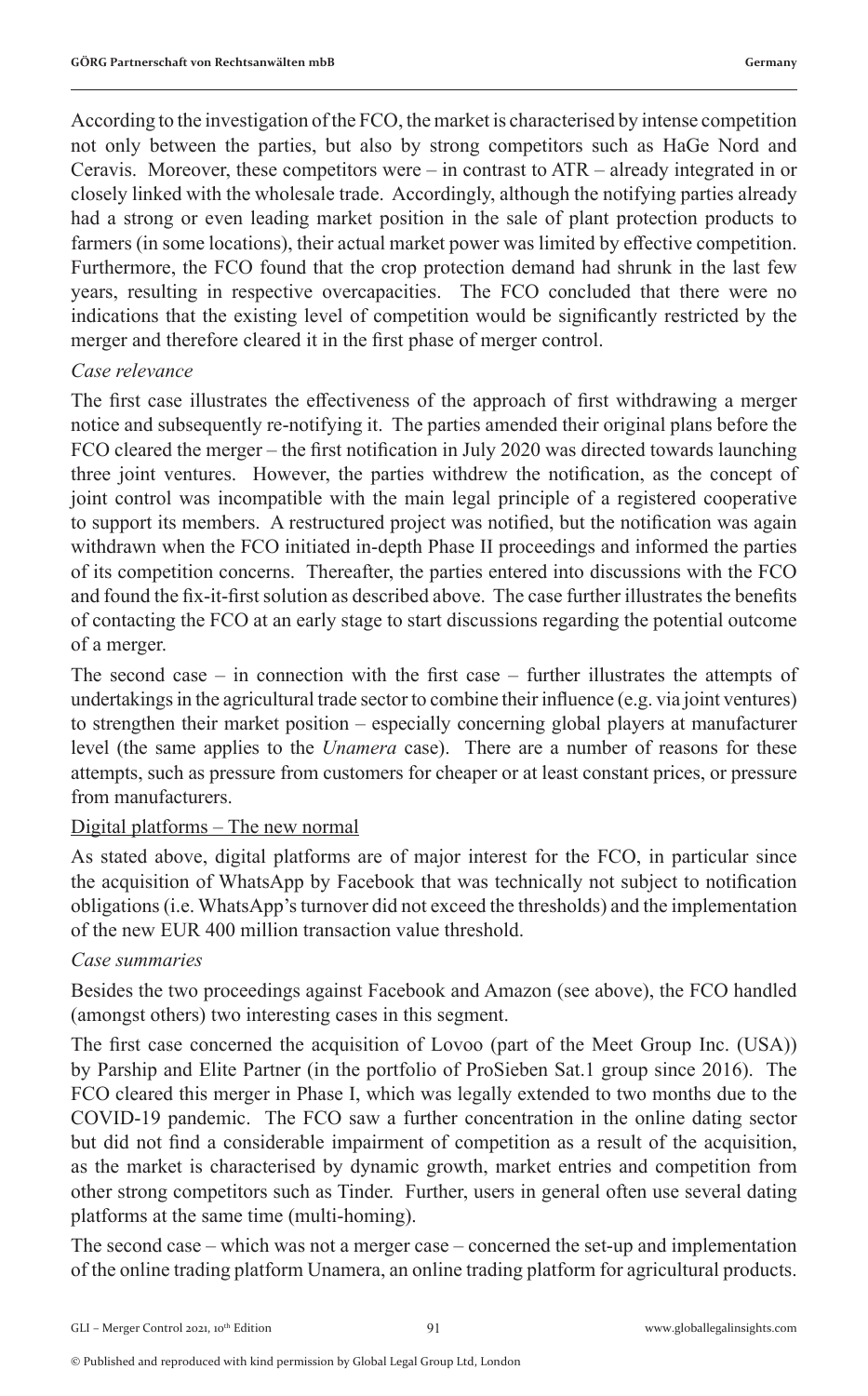According to the investigation of the FCO, the market is characterised by intense competition not only between the parties, but also by strong competitors such as HaGe Nord and Ceravis. Moreover, these competitors were – in contrast to ATR – already integrated in or closely linked with the wholesale trade. Accordingly, although the notifying parties already had a strong or even leading market position in the sale of plant protection products to farmers (in some locations), their actual market power was limited by effective competition. Furthermore, the FCO found that the crop protection demand had shrunk in the last few years, resulting in respective overcapacities. The FCO concluded that there were no indications that the existing level of competition would be significantly restricted by the merger and therefore cleared it in the first phase of merger control.

*Case relevance*

The first case illustrates the effectiveness of the approach of first withdrawing a merger notice and subsequently re-notifying it. The parties amended their original plans before the FCO cleared the merger – the first notification in July 2020 was directed towards launching three joint ventures. However, the parties withdrew the notification, as the concept of joint control was incompatible with the main legal principle of a registered cooperative to support its members. A restructured project was notified, but the notification was again withdrawn when the FCO initiated in-depth Phase II proceedings and informed the parties of its competition concerns. Thereafter, the parties entered into discussions with the FCO and found the fix-it-first solution as described above. The case further illustrates the benefits of contacting the FCO at an early stage to start discussions regarding the potential outcome of a merger.

The second case – in connection with the first case – further illustrates the attempts of undertakings in the agricultural trade sector to combine their influence (e.g. via joint ventures) to strengthen their market position – especially concerning global players at manufacturer level (the same applies to the *Unamera* case). There are a number of reasons for these attempts, such as pressure from customers for cheaper or at least constant prices, or pressure from manufacturers.

<u>Digital platforms – The new normal</u>

As stated above, digital platforms are of major interest for the FCO, in particular since the acquisition of WhatsApp by Facebook that was technically not subject to notification obligations (i.e. WhatsApp's turnover did not exceed the thresholds) and the implementation of the new EUR 400 million transaction value threshold.

*Case summaries*

Besides the two proceedings against Facebook and Amazon (see above), the FCO handled (amongst others) two interesting cases in this segment.

The first case concerned the acquisition of Lovoo (part of the Meet Group Inc. (USA)) by Parship and Elite Partner (in the portfolio of ProSieben Sat.1 group since 2016). The FCO cleared this merger in Phase I, which was legally extended to two months due to the COVID-19 pandemic. The FCO saw a further concentration in the online dating sector but did not find a considerable impairment of competition as a result of the acquisition, as the market is characterised by dynamic growth, market entries and competition from other strong competitors such as Tinder. Further, users in general often use several dating platforms at the same time (multi-homing).

The second case – which was not a merger case – concerned the set-up and implementation of the online trading platform Unamera, an online trading platform for agricultural products.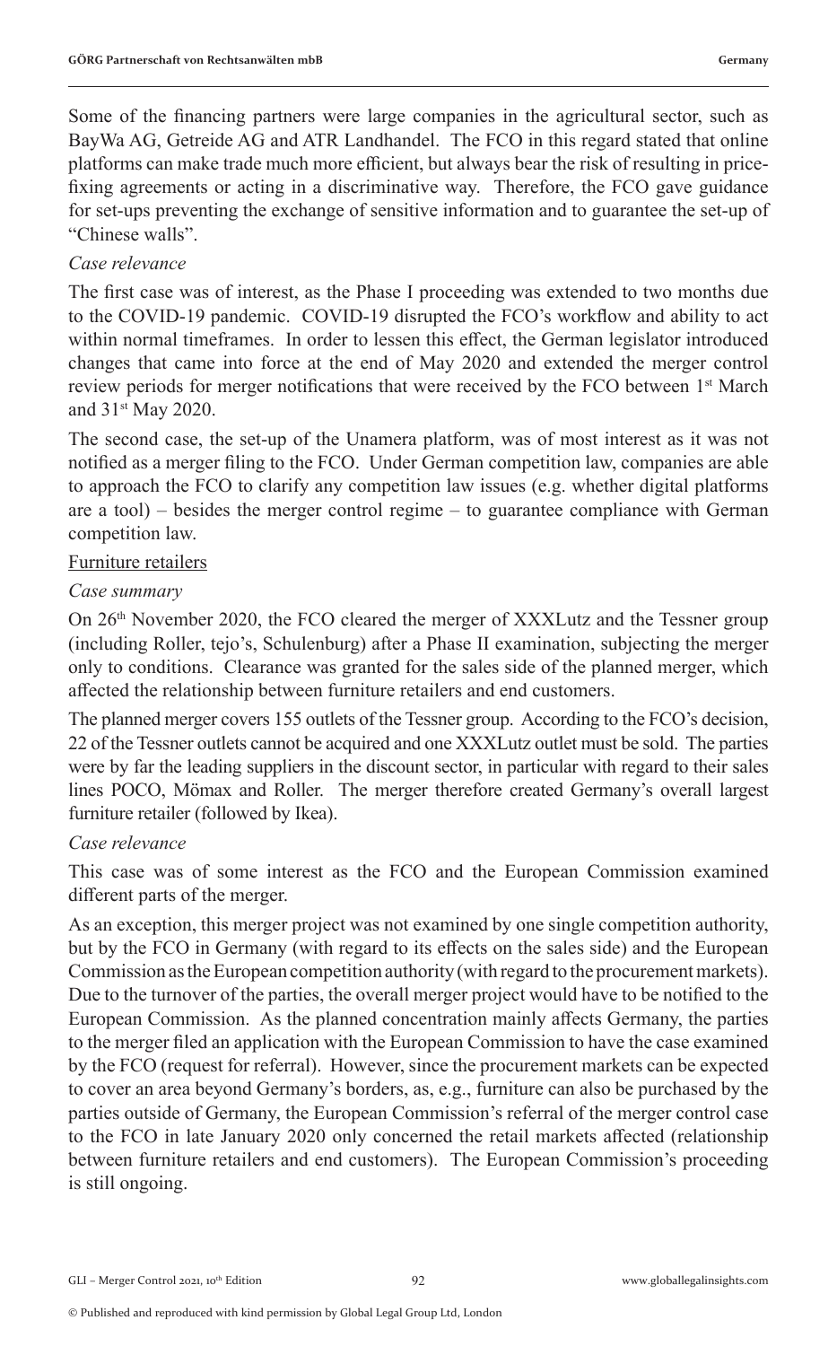Some of the financing partners were large companies in the agricultural sector, such as BayWa AG, Getreide AG and ATR Landhandel. The FCO in this regard stated that online platforms can make trade much more efficient, but always bear the risk of resulting in price-fixing agreements or acting in a discriminative way. Therefore, the FCO gave guidance for set-ups preventing the exchange of sensitive information and to guarantee the set-up of "Chinese walls".

*Case relevance*

The first case was of interest, as the Phase I proceeding was extended to two months due to the COVID-19 pandemic. COVID-19 disrupted the FCO's workflow and ability to act within normal timeframes. In order to lessen this effect, the German legislator introduced changes that came into force at the end of May 2020 and extended the merger control review periods for merger notifications that were received by the FCO between 1st March and 31st May 2020.

The second case, the set-up of the Unamera platform, was of most interest as it was not notified as a merger filing to the FCO. Under German competition law, companies are able to approach the FCO to clarify any competition law issues (e.g. whether digital platforms are a tool) – besides the merger control regime – to guarantee compliance with German competition law.

Furniture retailers

*Case summary*

On 26th November 2020, the FCO cleared the merger of XXXLutz and the Tessner group (including Roller, tejo's, Schulenburg) after a Phase II examination, subjecting the merger only to conditions. Clearance was granted for the sales side of the planned merger, which affected the relationship between furniture retailers and end customers.

The planned merger covers 155 outlets of the Tessner group. According to the FCO's decision, 22 of the Tessner outlets cannot be acquired and one XXXLutz outlet must be sold. The parties were by far the leading suppliers in the discount sector, in particular with regard to their sales lines POCO, Mömax and Roller. The merger therefore created Germany's overall largest furniture retailer (followed by Ikea).

*Case relevance*

This case was of some interest as the FCO and the European Commission examined different parts of the merger.

As an exception, this merger project was not examined by one single competition authority, but by the FCO in Germany (with regard to its effects on the sales side) and the European Commission as the European competition authority (with regard to the procurement markets). Due to the turnover of the parties, the overall merger project would have to be notified to the European Commission. As the planned concentration mainly affects Germany, the parties to the merger filed an application with the European Commission to have the case examined by the FCO (request for referral). However, since the procurement markets can be expected to cover an area beyond Germany's borders, as, e.g., furniture can also be purchased by the parties outside of Germany, the European Commission's referral of the merger control case to the FCO in late January 2020 only concerned the retail markets affected (relationship between furniture retailers and end customers). The European Commission's proceeding is still ongoing.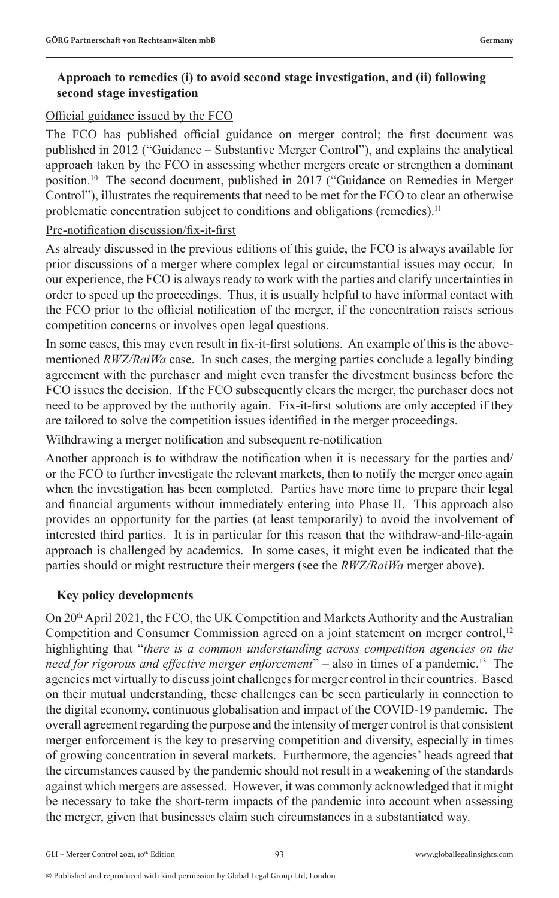### Approach to remedies (i) to avoid second stage investigation, and (ii) following second stage investigation

Official guidance issued by the FCO

The FCO has published official guidance on merger control; the first document was published in 2012 ("Guidance – Substantive Merger Control"), and explains the analytical approach taken by the FCO in assessing whether mergers create or strengthen a dominant position.[10] The second document, published in 2017 ("Guidance on Remedies in Merger Control"), illustrates the requirements that need to be met for the FCO to clear an otherwise problematic concentration subject to conditions and obligations (remedies).[11]

Pre-notification discussion/fix-it-first

As already discussed in the previous editions of this guide, the FCO is always available for prior discussions of a merger where complex legal or circumstantial issues may occur. In our experience, the FCO is always ready to work with the parties and clarify uncertainties in order to speed up the proceedings. Thus, it is usually helpful to have informal contact with the FCO prior to the official notification of the merger, if the concentration raises serious competition concerns or involves open legal questions.

In some cases, this may even result in fix-it-first solutions. An example of this is the above-mentioned *RWZ/RaiWa* case. In such cases, the merging parties conclude a legally binding agreement with the purchaser and might even transfer the divestment business before the FCO issues the decision. If the FCO subsequently clears the merger, the purchaser does not need to be approved by the authority again. Fix-it-first solutions are only accepted if they are tailored to solve the competition issues identified in the merger proceedings.

Withdrawing a merger notification and subsequent re-notification

Another approach is to withdraw the notification when it is necessary for the parties and/or the FCO to further investigate the relevant markets, then to notify the merger once again when the investigation has been completed. Parties have more time to prepare their legal and financial arguments without immediately entering into Phase II. This approach also provides an opportunity for the parties (at least temporarily) to avoid the involvement of interested third parties. It is in particular for this reason that the withdraw-and-file-again approach is challenged by academics. In some cases, it might even be indicated that the parties should or might restructure their mergers (see the *RWZ/RaiWa* merger above).

### Key policy developments

On 20th April 2021, the FCO, the UK Competition and Markets Authority and the Australian Competition and Consumer Commission agreed on a joint statement on merger control,[12] highlighting that "*there is a common understanding across competition agencies on the need for rigorous and effective merger enforcement*" – also in times of a pandemic.[13] The agencies met virtually to discuss joint challenges for merger control in their countries. Based on their mutual understanding, these challenges can be seen particularly in connection to the digital economy, continuous globalisation and impact of the COVID-19 pandemic. The overall agreement regarding the purpose and the intensity of merger control is that consistent merger enforcement is the key to preserving competition and diversity, especially in times of growing concentration in several markets. Furthermore, the agencies' heads agreed that the circumstances caused by the pandemic should not result in a weakening of the standards against which mergers are assessed. However, it was commonly acknowledged that it might be necessary to take the short-term impacts of the pandemic into account when assessing the merger, given that businesses claim such circumstances in a substantiated way.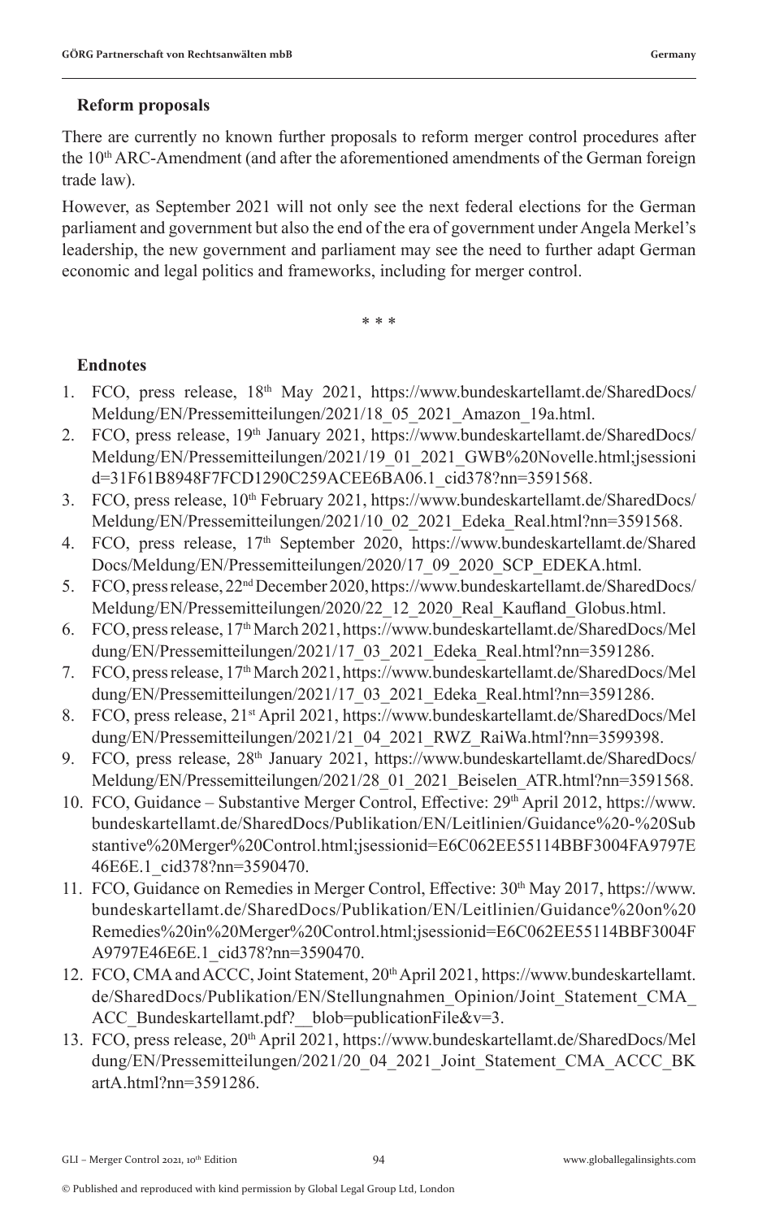### Reform proposals

There are currently no known further proposals to reform merger control procedures after the 10th ARC-Amendment (and after the aforementioned amendments of the German foreign trade law).

However, as September 2021 will not only see the next federal elections for the German parliament and government but also the end of the era of government under Angela Merkel's leadership, the new government and parliament may see the need to further adapt German economic and legal politics and frameworks, including for merger control.

\* \* \*

### Endnotes

1. FCO, press release, 18th May 2021, https://www.bundeskartellamt.de/SharedDocs/Meldung/EN/Pressemitteilungen/2021/18_05_2021_Amazon_19a.html.
2. FCO, press release, 19th January 2021, https://www.bundeskartellamt.de/SharedDocs/Meldung/EN/Pressemitteilungen/2021/19_01_2021_GWB%20Novelle.html;jsessionid=31F61B8948F7FCD1290C259ACEE6BA06.1_cid378?nn=3591568.
3. FCO, press release, 10th February 2021, https://www.bundeskartellamt.de/SharedDocs/Meldung/EN/Pressemitteilungen/2021/10_02_2021_Edeka_Real.html?nn=3591568.
4. FCO, press release, 17th September 2020, https://www.bundeskartellamt.de/SharedDocs/Meldung/EN/Pressemitteilungen/2020/17_09_2020_SCP_EDEKA.html.
5. FCO, press release, 22nd December 2020, https://www.bundeskartellamt.de/SharedDocs/Meldung/EN/Pressemitteilungen/2020/22_12_2020_Real_Kaufland_Globus.html.
6. FCO, press release, 17th March 2021, https://www.bundeskartellamt.de/SharedDocs/Meldung/EN/Pressemitteilungen/2021/17_03_2021_Edeka_Real.html?nn=3591286.
7. FCO, press release, 17th March 2021, https://www.bundeskartellamt.de/SharedDocs/Meldung/EN/Pressemitteilungen/2021/17_03_2021_Edeka_Real.html?nn=3591286.
8. FCO, press release, 21st April 2021, https://www.bundeskartellamt.de/SharedDocs/Meldung/EN/Pressemitteilungen/2021/21_04_2021_RWZ_RaiWa.html?nn=3599398.
9. FCO, press release, 28th January 2021, https://www.bundeskartellamt.de/SharedDocs/Meldung/EN/Pressemitteilungen/2021/28_01_2021_Beiselen_ATR.html?nn=3591568.
10. FCO, Guidance – Substantive Merger Control, Effective: 29th April 2012, https://www.bundeskartellamt.de/SharedDocs/Publikation/EN/Leitlinien/Guidance%20-%20Substantive%20Merger%20Control.html;jsessionid=E6C062EE55114BBF3004FA9797E46E6E.1_cid378?nn=3590470.
11. FCO, Guidance on Remedies in Merger Control, Effective: 30th May 2017, https://www.bundeskartellamt.de/SharedDocs/Publikation/EN/Leitlinien/Guidance%20on%20Remedies%20in%20Merger%20Control.html;jsessionid=E6C062EE55114BBF3004FA9797E46E6E.1_cid378?nn=3590470.
12. FCO, CMA and ACCC, Joint Statement, 20th April 2021, https://www.bundeskartellamt.de/SharedDocs/Publikation/EN/Stellungnahmen_Opinion/Joint_Statement_CMA_ACC_Bundeskartellamt.pdf?__blob=publicationFile&v=3.
13. FCO, press release, 20th April 2021, https://www.bundeskartellamt.de/SharedDocs/Meldung/EN/Pressemitteilungen/2021/20_04_2021_Joint_Statement_CMA_ACCC_BKartA.html?nn=3591286.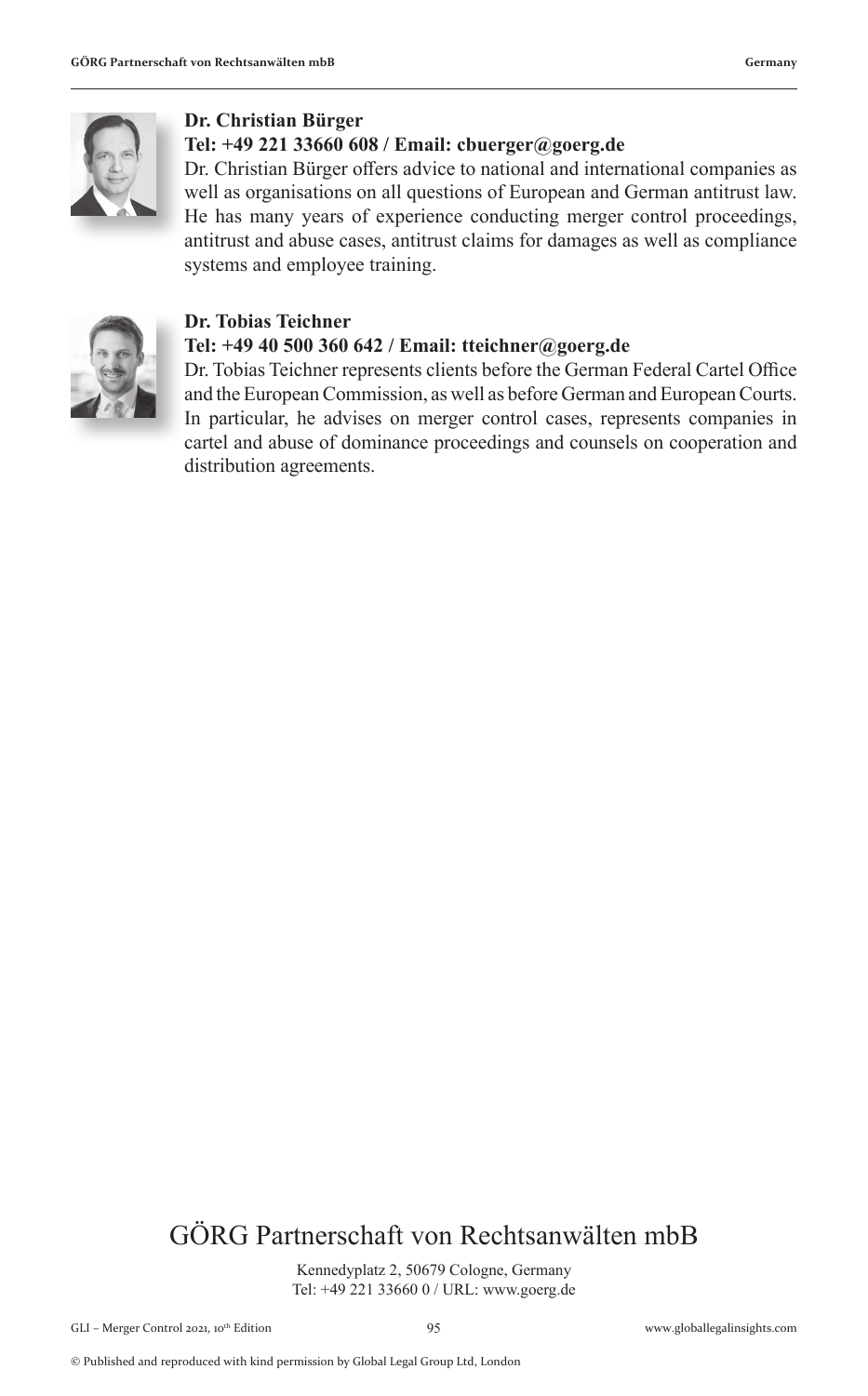**Dr. Christian Bürger**

**Tel: +49 221 33660 608 / Email: cbuerger@goerg.de**

Dr. Christian Bürger offers advice to national and international companies as well as organisations on all questions of European and German antitrust law. He has many years of experience conducting merger control proceedings, antitrust and abuse cases, antitrust claims for damages as well as compliance systems and employee training.

**Dr. Tobias Teichner**

**Tel: +49 40 500 360 642 / Email: tteichner@goerg.de**

Dr. Tobias Teichner represents clients before the German Federal Cartel Office and the European Commission, as well as before German and European Courts. In particular, he advises on merger control cases, represents companies in cartel and abuse of dominance proceedings and counsels on cooperation and distribution agreements.

# GÖRG Partnerschaft von Rechtsanwälten mbB

Kennedyplatz 2, 50679 Cologne, Germany
Tel: +49 221 33660 0 / URL: www.goerg.de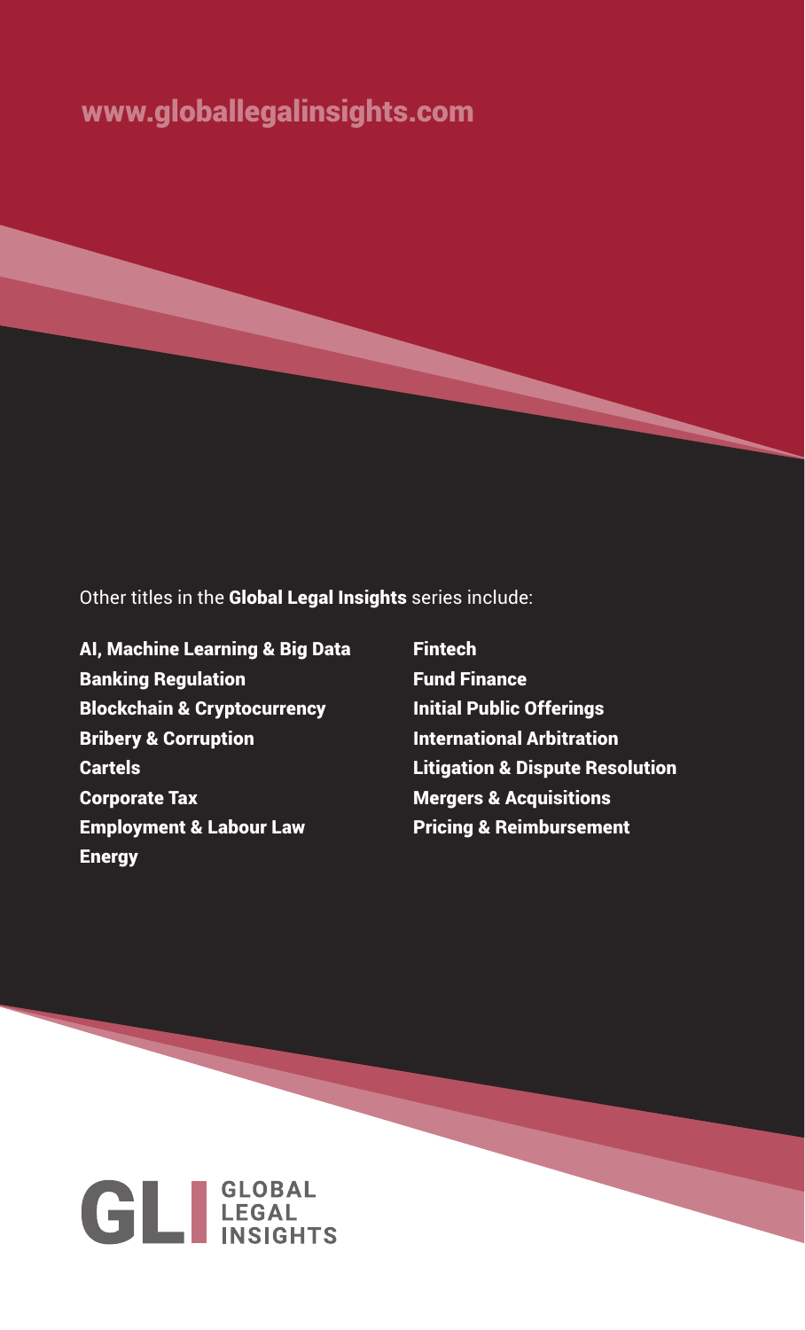www.globallegalinsights.com

Other titles in the **Global Legal Insights** series include:

- **AI, Machine Learning & Big Data**
- **Banking Regulation**
- **Blockchain & Cryptocurrency**
- **Bribery & Corruption**
- **Cartels**
- **Corporate Tax**
- **Employment & Labour Law**
- **Energy**
- **Fintech**
- **Fund Finance**
- **Initial Public Offerings**
- **International Arbitration**
- **Litigation & Dispute Resolution**
- **Mergers & Acquisitions**
- **Pricing & Reimbursement**

GLI GLOBAL LEGAL INSIGHTS